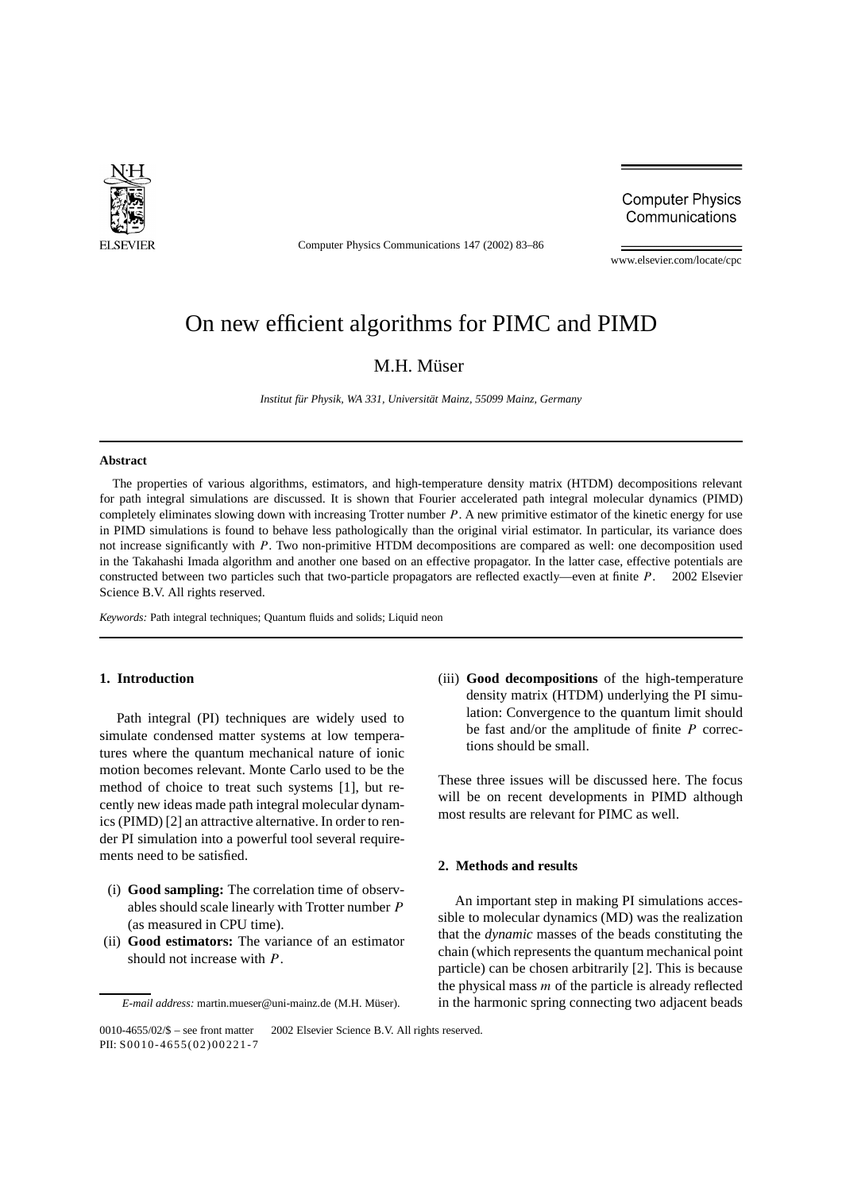# On new efficient algorithms for PIMC and PIMD

M.H. Müser

*Institut für Physik, WA 331, Universität Mainz, 55099 Mainz, Germany*

## Abstract

The properties of various algorithms, estimators, and high-temperature density matrix (HTDM) decompositions relevant for path integral simulations are discussed. It is shown that Fourier accelerated path integral molecular dynamics (PIMD) completely eliminates slowing down with increasing Trotter number $P$. A new primitive estimator of the kinetic energy for use in PIMD simulations is found to behave less pathologically than the original virial estimator. In particular, its variance does not increase significantly with $P$. Two non-primitive HTDM decompositions are compared as well: one decomposition used in the Takahashi Imada algorithm and another one based on an effective propagator. In the latter case, effective potentials are constructed between two particles such that two-particle propagators are reflected exactly—even at finite $P$. © 2002 Elsevier Science B.V. All rights reserved.

*Keywords:* Path integral techniques; Quantum fluids and solids; Liquid neon

## 1. Introduction

Path integral (PI) techniques are widely used to simulate condensed matter systems at low temperatures where the quantum mechanical nature of ionic motion becomes relevant. Monte Carlo used to be the method of choice to treat such systems [1], but recently new ideas made path integral molecular dynamics (PIMD) [2] an attractive alternative. In order to render PI simulation into a powerful tool several requirements need to be satisfied.

(i) **Good sampling:** The correlation time of observables should scale linearly with Trotter number $P$ (as measured in CPU time).
(ii) **Good estimators:** The variance of an estimator should not increase with $P$.
(iii) **Good decompositions** of the high-temperature density matrix (HTDM) underlying the PI simulation: Convergence to the quantum limit should be fast and/or the amplitude of finite $P$ corrections should be small.

These three issues will be discussed here. The focus will be on recent developments in PIMD although most results are relevant for PIMC as well.

## 2. Methods and results

An important step in making PI simulations accessible to molecular dynamics (MD) was the realization that the *dynamic* masses of the beads constituting the chain (which represents the quantum mechanical point particle) can be chosen arbitrarily [2]. This is because the physical mass $m$ of the particle is already reflected in the harmonic spring connecting two adjacent beads

*E-mail address:* martin.mueser@uni-mainz.de (M.H. Müser).

0010-4655/02/$ – see front matter © 2002 Elsevier Science B.V. All rights reserved.
PII: S0010-4655(02)00221-7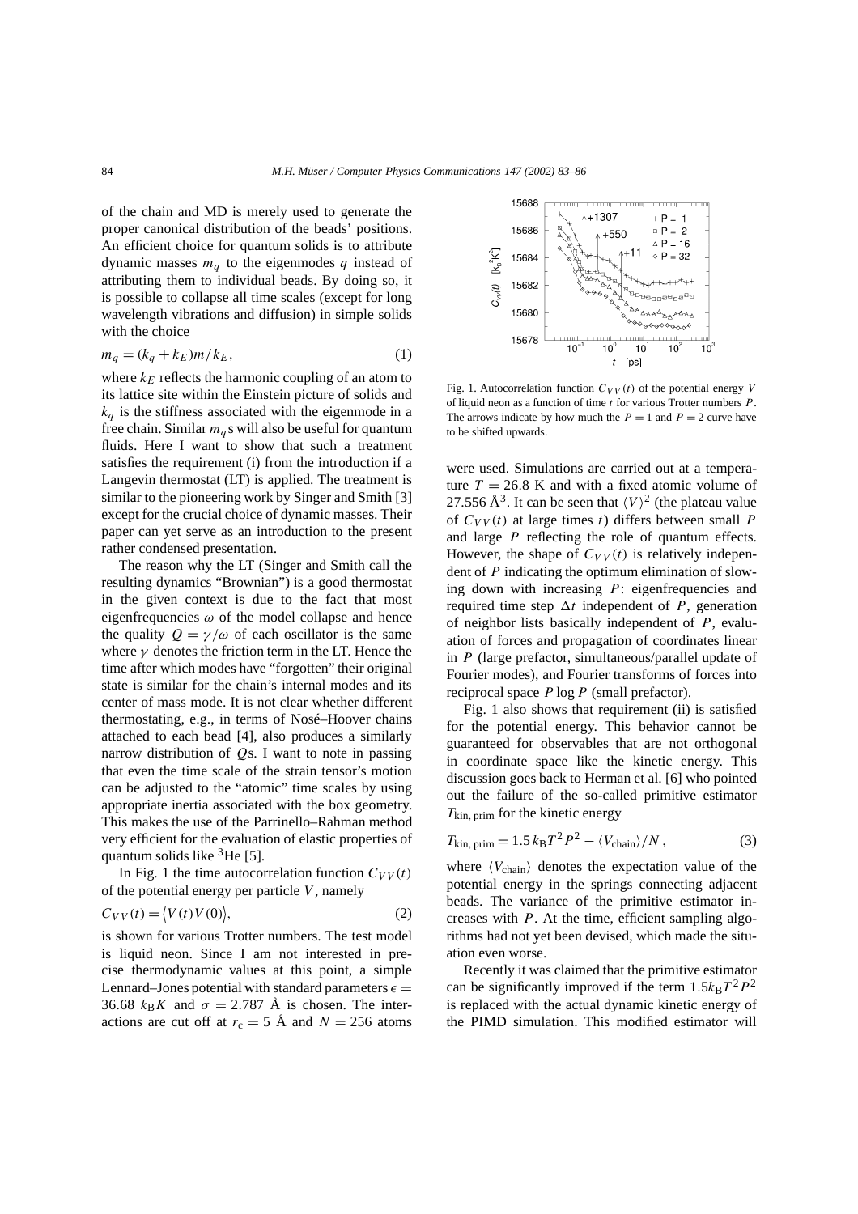of the chain and MD is merely used to generate the proper canonical distribution of the beads' positions. An efficient choice for quantum solids is to attribute dynamic masses $m_q$ to the eigenmodes $q$ instead of attributing them to individual beads. By doing so, it is possible to collapse all time scales (except for long wavelength vibrations and diffusion) in simple solids with the choice

$$m_q = (k_q + k_E)m/k_E, \tag{1}$$

where $k_E$ reflects the harmonic coupling of an atom to its lattice site within the Einstein picture of solids and $k_q$ is the stiffness associated with the eigenmode in a free chain. Similar $m_q$s will also be useful for quantum fluids. Here I want to show that such a treatment satisfies the requirement (i) from the introduction if a Langevin thermostat (LT) is applied. The treatment is similar to the pioneering work by Singer and Smith [3] except for the crucial choice of dynamic masses. Their paper can yet serve as an introduction to the present rather condensed presentation.

The reason why the LT (Singer and Smith call the resulting dynamics "Brownian") is a good thermostat in the given context is due to the fact that most eigenfrequencies $\omega$ of the model collapse and hence the quality $Q = \gamma/\omega$ of each oscillator is the same where $\gamma$ denotes the friction term in the LT. Hence the time after which modes have "forgotten" their original state is similar for the chain's internal modes and its center of mass mode. It is not clear whether different thermostating, e.g., in terms of Nosé–Hoover chains attached to each bead [4], also produces a similarly narrow distribution of $Q$s. I want to note in passing that even the time scale of the strain tensor's motion can be adjusted to the "atomic" time scales by using appropriate inertia associated with the box geometry. This makes the use of the Parrinello–Rahman method very efficient for the evaluation of elastic properties of quantum solids like $^3$He [5].

In Fig. 1 the time autocorrelation function $C_{VV}(t)$ of the potential energy per particle $V$, namely

$$C_{VV}(t) = \langle V(t)V(0)\rangle, \tag{2}$$

is shown for various Trotter numbers. The test model is liquid neon. Since I am not interested in precise thermodynamic values at this point, a simple Lennard–Jones potential with standard parameters $\epsilon = 36.68\ k_B K$ and $\sigma = 2.787$ Å is chosen. The interactions are cut off at $r_c = 5$ Å and $N = 256$ atoms were used. Simulations are carried out at a temperature $T = 26.8$ K and with a fixed atomic volume of 27.556 Å$^3$. It can be seen that $\langle V\rangle^2$ (the plateau value of $C_{VV}(t)$ at large times $t$) differs between small $P$ and large $P$ reflecting the role of quantum effects. However, the shape of $C_{VV}(t)$ is relatively independent of $P$ indicating the optimum elimination of slowing down with increasing $P$: eigenfrequencies and required time step $\Delta t$ independent of $P$, generation of neighbor lists basically independent of $P$, evaluation of forces and propagation of coordinates linear in $P$ (large prefactor, simultaneous/parallel update of Fourier modes), and Fourier transforms of forces into reciprocal space $P \log P$ (small prefactor).

Fig. 1. Autocorrelation function $C_{VV}(t)$ of the potential energy $V$ of liquid neon as a function of time $t$ for various Trotter numbers $P$. The arrows indicate by how much the $P = 1$ and $P = 2$ curve have to be shifted upwards.

Fig. 1 also shows that requirement (ii) is satisfied for the potential energy. This behavior cannot be guaranteed for observables that are not orthogonal in coordinate space like the kinetic energy. This discussion goes back to Herman et al. [6] who pointed out the failure of the so-called primitive estimator $T_{\text{kin, prim}}$ for the kinetic energy

$$T_{\text{kin, prim}} = 1.5\, k_B T^2 P^2 - \langle V_{\text{chain}}\rangle/N, \tag{3}$$

where $\langle V_{\text{chain}}\rangle$ denotes the expectation value of the potential energy in the springs connecting adjacent beads. The variance of the primitive estimator increases with $P$. At the time, efficient sampling algorithms had not yet been devised, which made the situation even worse.

Recently it was claimed that the primitive estimator can be significantly improved if the term $1.5 k_B T^2 P^2$ is replaced with the actual dynamic kinetic energy of the PIMD simulation. This modified estimator will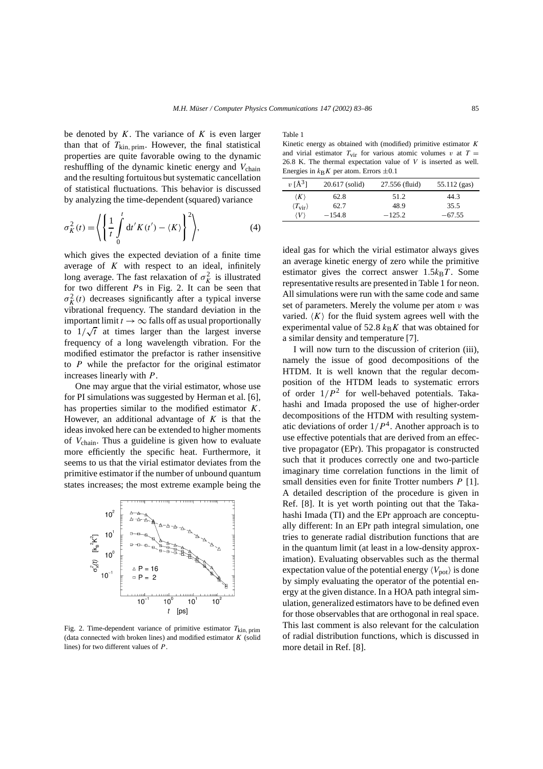be denoted by $K$. The variance of $K$ is even larger than that of $T_{\text{kin, prim}}$. However, the final statistical properties are quite favorable owing to the dynamic reshuffling of the dynamic kinetic energy and $V_{\text{chain}}$ and the resulting fortuitous but systematic cancellation of statistical fluctuations. This behavior is discussed by analyzing the time-dependent (squared) variance

$$\sigma_K^2(t) = \left\langle \left\{ \frac{1}{t} \int_0^t \mathrm{d}t' K(t') - \langle K \rangle \right\}^2 \right\rangle, \tag{4}$$

which gives the expected deviation of a finite time average of $K$ with respect to an ideal, infinitely long average. The fast relaxation of $\sigma_K^2$ is illustrated for two different $P$s in Fig. 2. It can be seen that $\sigma_K^2(t)$ decreases significantly after a typical inverse vibrational frequency. The standard deviation in the important limit $t \to \infty$ falls off as usual proportionally to $1/\sqrt{t}$ at times larger than the largest inverse frequency of a long wavelength vibration. For the modified estimator the prefactor is rather insensitive to $P$ while the prefactor for the original estimator increases linearly with $P$.

One may argue that the virial estimator, whose use for PI simulations was suggested by Herman et al. [6], has properties similar to the modified estimator $K$. However, an additional advantage of $K$ is that the ideas invoked here can be extended to higher moments of $V_{\text{chain}}$. Thus a guideline is given how to evaluate more efficiently the specific heat. Furthermore, it seems to us that the virial estimator deviates from the primitive estimator if the number of unbound quantum states increases; the most extreme example being the ideal gas for which the virial estimator always gives an average kinetic energy of zero while the primitive estimator gives the correct answer $1.5 k_B T$. Some representative results are presented in Table 1 for neon. All simulations were run with the same code and same set of parameters. Merely the volume per atom $v$ was varied. $\langle K \rangle$ for the fluid system agrees well with the experimental value of 52.8 $k_B K$ that was obtained for a similar density and temperature [7].

Fig. 2. Time-dependent variance of primitive estimator $T_{\text{kin, prim}}$ (data connected with broken lines) and modified estimator $K$ (solid lines) for two different values of $P$.

Table 1
Kinetic energy as obtained with (modified) primitive estimator $K$ and virial estimator $T_{\text{vir}}$ for various atomic volumes $v$ at $T = 26.8$ K. The thermal expectation value of $V$ is inserted as well. Energies in $k_B K$ per atom. Errors $\pm 0.1$

| $v$ [Å$^3$] | 20.617 (solid) | 27.556 (fluid) | 55.112 (gas) |
|---|---|---|---|
| $\langle K \rangle$ | 62.8 | 51.2 | 44.3 |
| $\langle T_{\text{vir}} \rangle$ | 62.7 | 48.9 | 35.5 |
| $\langle V \rangle$ | −154.8 | −125.2 | −67.55 |

I will now turn to the discussion of criterion (iii), namely the issue of good decompositions of the HTDM. It is well known that the regular decomposition of the HTDM leads to systematic errors of order $1/P^2$ for well-behaved potentials. Takahashi and Imada proposed the use of higher-order decompositions of the HTDM with resulting systematic deviations of order $1/P^4$. Another approach is to use effective potentials that are derived from an effective propagator (EPr). This propagator is constructed such that it produces correctly one and two-particle imaginary time correlation functions in the limit of small densities even for finite Trotter numbers $P$ [1]. A detailed description of the procedure is given in Ref. [8]. It is yet worth pointing out that the Takahashi Imada (TI) and the EPr approach are conceptually different: In an EPr path integral simulation, one tries to generate radial distribution functions that are in the quantum limit (at least in a low-density approximation). Evaluating observables such as the thermal expectation value of the potential energy $\langle V_{\text{pot}} \rangle$ is done by simply evaluating the operator of the potential energy at the given distance. In a HOA path integral simulation, generalized estimators have to be defined even for those observables that are orthogonal in real space. This last comment is also relevant for the calculation of radial distribution functions, which is discussed in more detail in Ref. [8].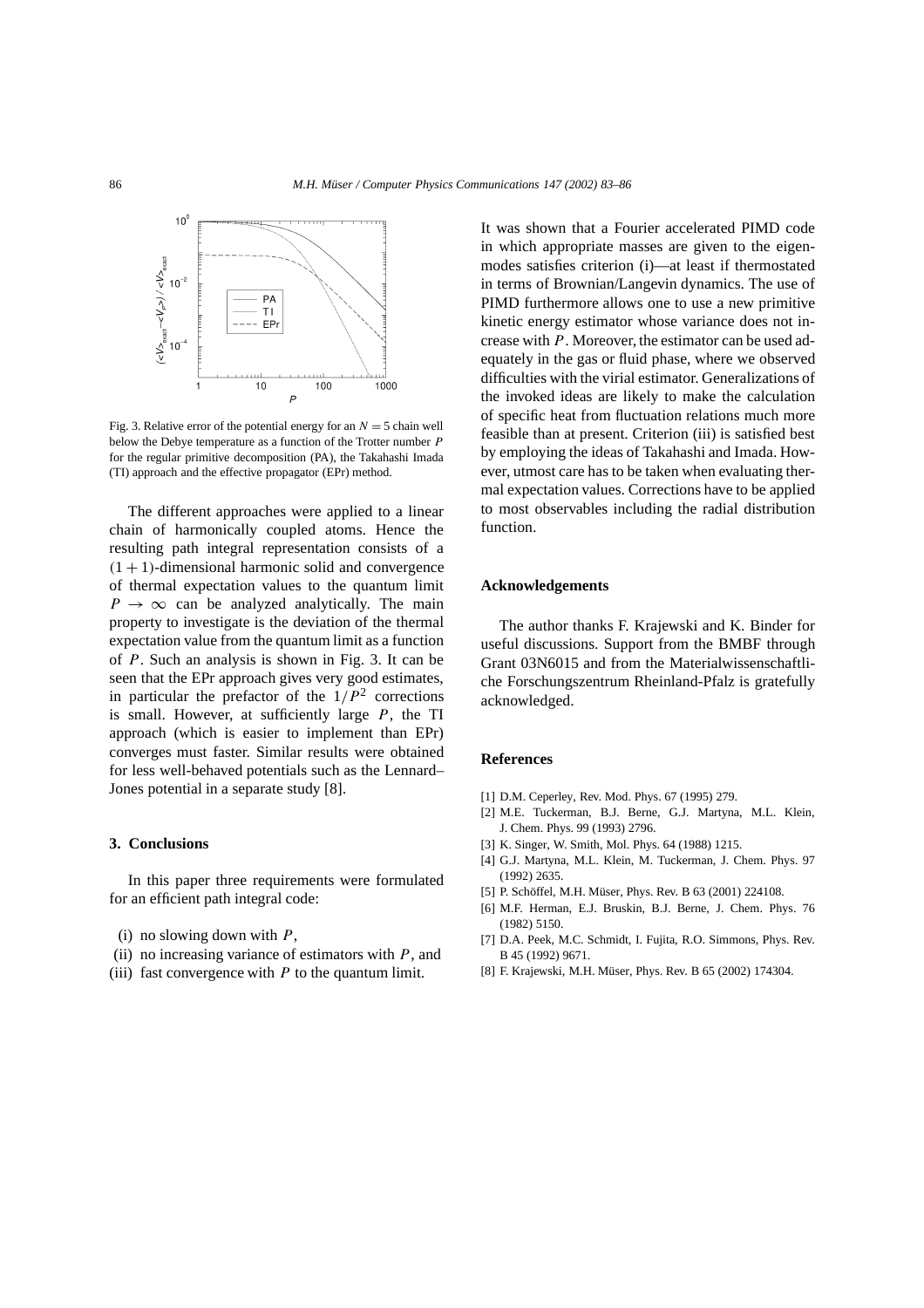$10^0$

$10^{-2}$

$10^{-4}$

$(\langle V\rangle_{\text{exact}}-\langle V_P\rangle) / \langle V\rangle_{\text{exact}}$

PA

TI

EPr

1

10

100

1000

$P$

Fig. 3. Relative error of the potential energy for an $N = 5$ chain well below the Debye temperature as a function of the Trotter number $P$ for the regular primitive decomposition (PA), the Takahashi Imada (TI) approach and the effective propagator (EPr) method.

The different approaches were applied to a linear chain of harmonically coupled atoms. Hence the resulting path integral representation consists of a $(1 + 1)$-dimensional harmonic solid and convergence of thermal expectation values to the quantum limit $P \to \infty$ can be analyzed analytically. The main property to investigate is the deviation of the thermal expectation value from the quantum limit as a function of $P$. Such an analysis is shown in Fig. 3. It can be seen that the EPr approach gives very good estimates, in particular the prefactor of the $1/P^2$ corrections is small. However, at sufficiently large $P$, the TI approach (which is easier to implement than EPr) converges must faster. Similar results were obtained for less well-behaved potentials such as the Lennard–Jones potential in a separate study [8].

## 3. Conclusions

In this paper three requirements were formulated for an efficient path integral code:

(i) no slowing down with $P$,
(ii) no increasing variance of estimators with $P$, and
(iii) fast convergence with $P$ to the quantum limit.

It was shown that a Fourier accelerated PIMD code in which appropriate masses are given to the eigenmodes satisfies criterion (i)—at least if thermostated in terms of Brownian/Langevin dynamics. The use of PIMD furthermore allows one to use a new primitive kinetic energy estimator whose variance does not increase with $P$. Moreover, the estimator can be used adequately in the gas or fluid phase, where we observed difficulties with the virial estimator. Generalizations of the invoked ideas are likely to make the calculation of specific heat from fluctuation relations much more feasible than at present. Criterion (iii) is satisfied best by employing the ideas of Takahashi and Imada. However, utmost care has to be taken when evaluating thermal expectation values. Corrections have to be applied to most observables including the radial distribution function.

## Acknowledgements

The author thanks F. Krajewski and K. Binder for useful discussions. Support from the BMBF through Grant 03N6015 and from the Materialwissenschaftliche Forschungszentrum Rheinland-Pfalz is gratefully acknowledged.

## References

[1] D.M. Ceperley, Rev. Mod. Phys. 67 (1995) 279.

[2] M.E. Tuckerman, B.J. Berne, G.J. Martyna, M.L. Klein, J. Chem. Phys. 99 (1993) 2796.

[3] K. Singer, W. Smith, Mol. Phys. 64 (1988) 1215.

[4] G.J. Martyna, M.L. Klein, M. Tuckerman, J. Chem. Phys. 97 (1992) 2635.

[5] P. Schöffel, M.H. Müser, Phys. Rev. B 63 (2001) 224108.

[6] M.F. Herman, E.J. Bruskin, B.J. Berne, J. Chem. Phys. 76 (1982) 5150.

[7] D.A. Peek, M.C. Schmidt, I. Fujita, R.O. Simmons, Phys. Rev. B 45 (1992) 9671.

[8] F. Krajewski, M.H. Müser, Phys. Rev. B 65 (2002) 174304.